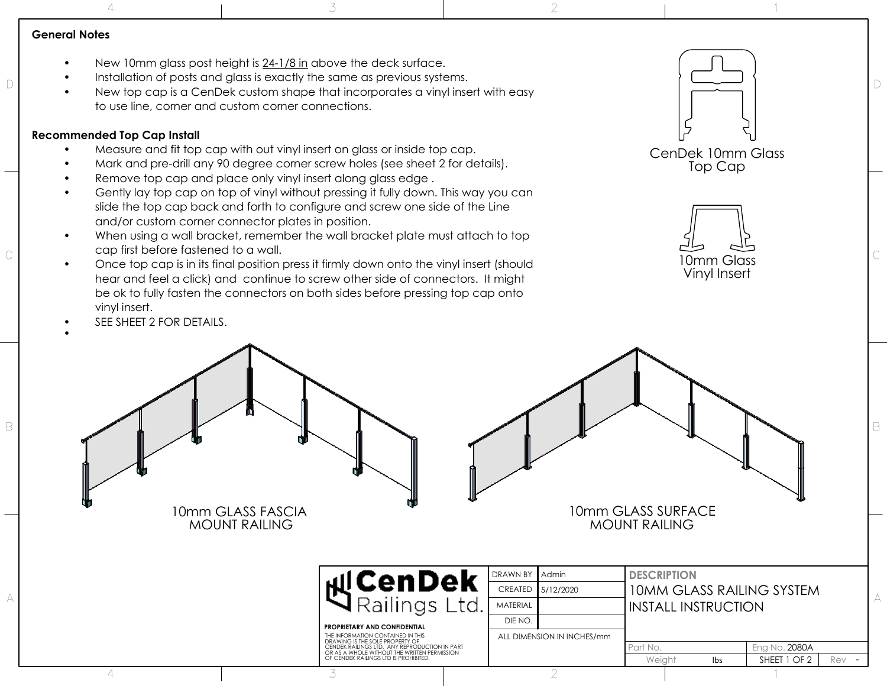## General Notes

- New 10mm glass post height is 24-1/8 in above the deck surface.
- Installation of posts and glass is exactly the same as previous systems.
- New top cap is a CenDek custom shape that incorporates a vinyl insert with easy to use line, corner and custom corner connections.

## Recommended Top Cap Install

- Measure and fit top cap with out vinyl insert on glass or inside top cap.
- Mark and pre-drill any 90 degree corner screw holes (see sheet 2 for details).
- Remove top cap and place only vinyl insert along glass edge .
- Gently lay top cap on top of vinyl without pressing it fully down. This way you can slide the top cap back and forth to configure and screw one side of the Line and/or custom corner connector plates in position.
- When using a wall bracket, remember the wall bracket plate must attach to top cap first before fastened to a wall.
- Once top cap is in its final position press it firmly down onto the vinyl insert (should hear and feel a click) and continue to screw other side of connectors. It might be ok to fully fasten the connectors on both sides before pressing top cap onto vinyl insert.
- SEE SHEET 2 FOR DETAILS.

CenDek 10mm Glass Top Cap

10mm Glass Vinyl Insert

10mm GLASS FASCIA MOUNT RAILING

10mm GLASS SURFACE MOUNT RAILING

**CenDek Railings Ltd.**

**PROPRIETARY AND CONFIDENTIAL**

THE INFORMATION CONTAINED IN THIS DRAWING IS THE SOLE PROPERTY OF CENDEK RAILINGS LTD. ANY REPRODUCTION IN PART OR AS A WHOLE WITHOUT THE WRITTEN PERMISSION OF CENDEK RAILINGS LTD IS PROHIBITED.

| | |
|---|---|
| DRAWN BY | Admin |
| CREATED | 5/12/2020 |
| MATERIAL | |
| DIE NO. | |
| ALL DIMENSION IN INCHES/mm | |

**DESCRIPTION**

10MM GLASS RAILING SYSTEM INSTALL INSTRUCTION

| | | | |
|---|---|---|---|
| Part No. | | Eng No. 2080A | |
| Weight | lbs | SHEET 1 OF 2 | Rev - |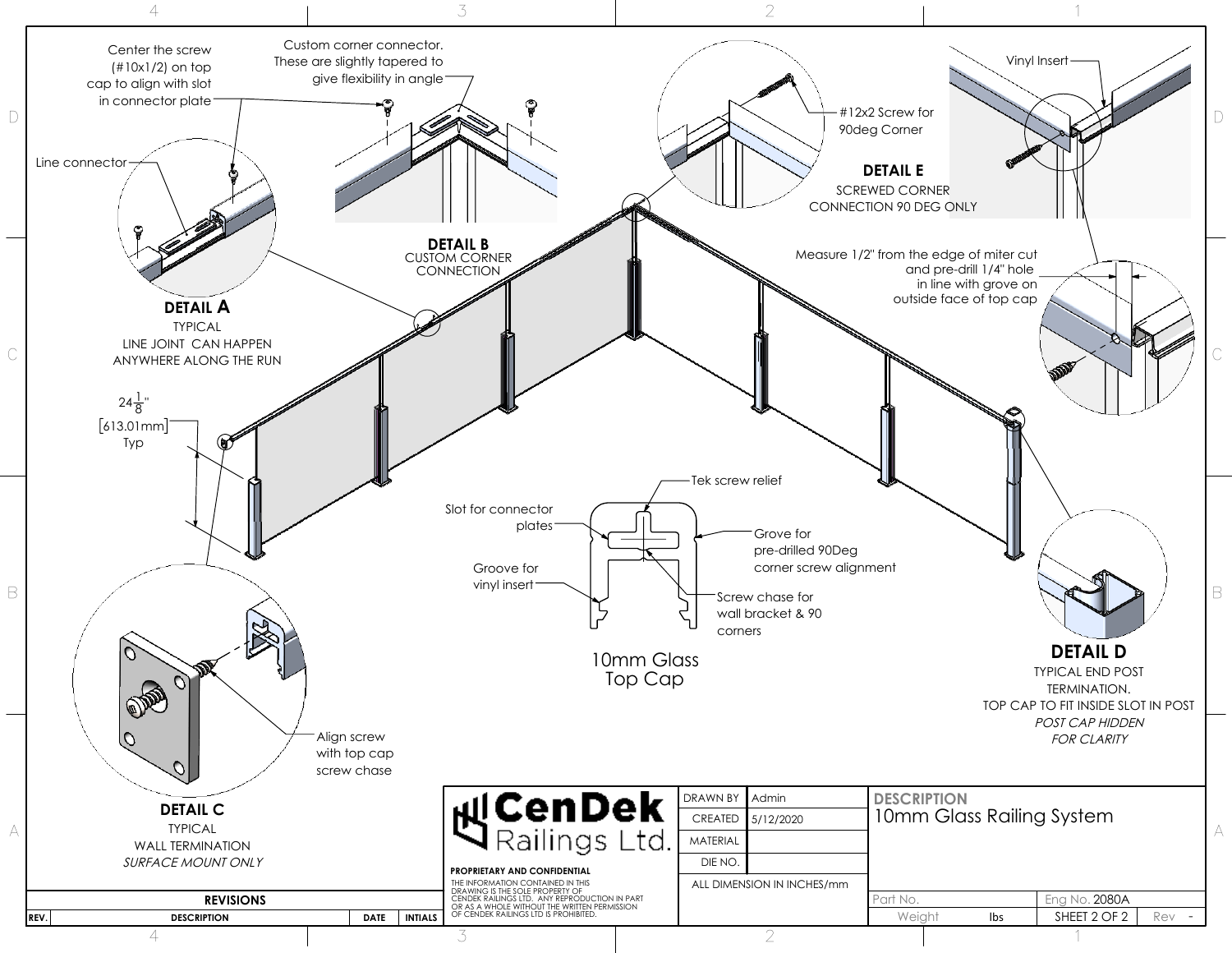Center the screw (#10x1/2) on top cap to align with slot in connector plate

Custom corner connector. These are slightly tapered to give flexibility in angle

Line connector

#12x2 Screw for 90deg Corner

Vinyl Insert

**DETAIL E**
SCREWED CORNER CONNECTION 90 DEG ONLY

**DETAIL B**
CUSTOM CORNER CONNECTION

**DETAIL A**
TYPICAL
LINE JOINT CAN HAPPEN ANYWHERE ALONG THE RUN

Measure 1/2" from the edge of miter cut and pre-drill 1/4" hole in line with grove on outside face of top cap

$24\frac{1}{8}$"
[613.01mm]
Typ

Tek screw relief

Slot for connector plates

Grove for pre-drilled 90Deg corner screw alignment

Groove for vinyl insert

Screw chase for wall bracket & 90 corners

10mm Glass Top Cap

**DETAIL D**
TYPICAL END POST TERMINATION.
TOP CAP TO FIT INSIDE SLOT IN POST
*POST CAP HIDDEN FOR CLARITY*

Align screw with top cap screw chase

**DETAIL C**
TYPICAL
WALL TERMINATION
*SURFACE MOUNT ONLY*

| REVISIONS | | | |
|---|---|---|---|
| REV. | DESCRIPTION | DATE | INTIALS |

**CenDek Railings Ltd.**

**PROPRIETARY AND CONFIDENTIAL**
THE INFORMATION CONTAINED IN THIS DRAWING IS THE SOLE PROPERTY OF CENDEK RAILINGS LTD. ANY REPRODUCTION IN PART OR AS A WHOLE WITHOUT THE WRITTEN PERMISSION OF CENDEK RAILINGS LTD IS PROHIBITED.

| | |
|---|---|
| DRAWN BY | Admin |
| CREATED | 5/12/2020 |
| MATERIAL | |
| DIE NO. | |
| ALL DIMENSION IN INCHES/mm | |

**DESCRIPTION**
10mm Glass Railing System

| | | | |
|---|---|---|---|
| Part No. | | Eng No. 2080A | |
| Weight | lbs | SHEET 2 OF 2 | Rev - |